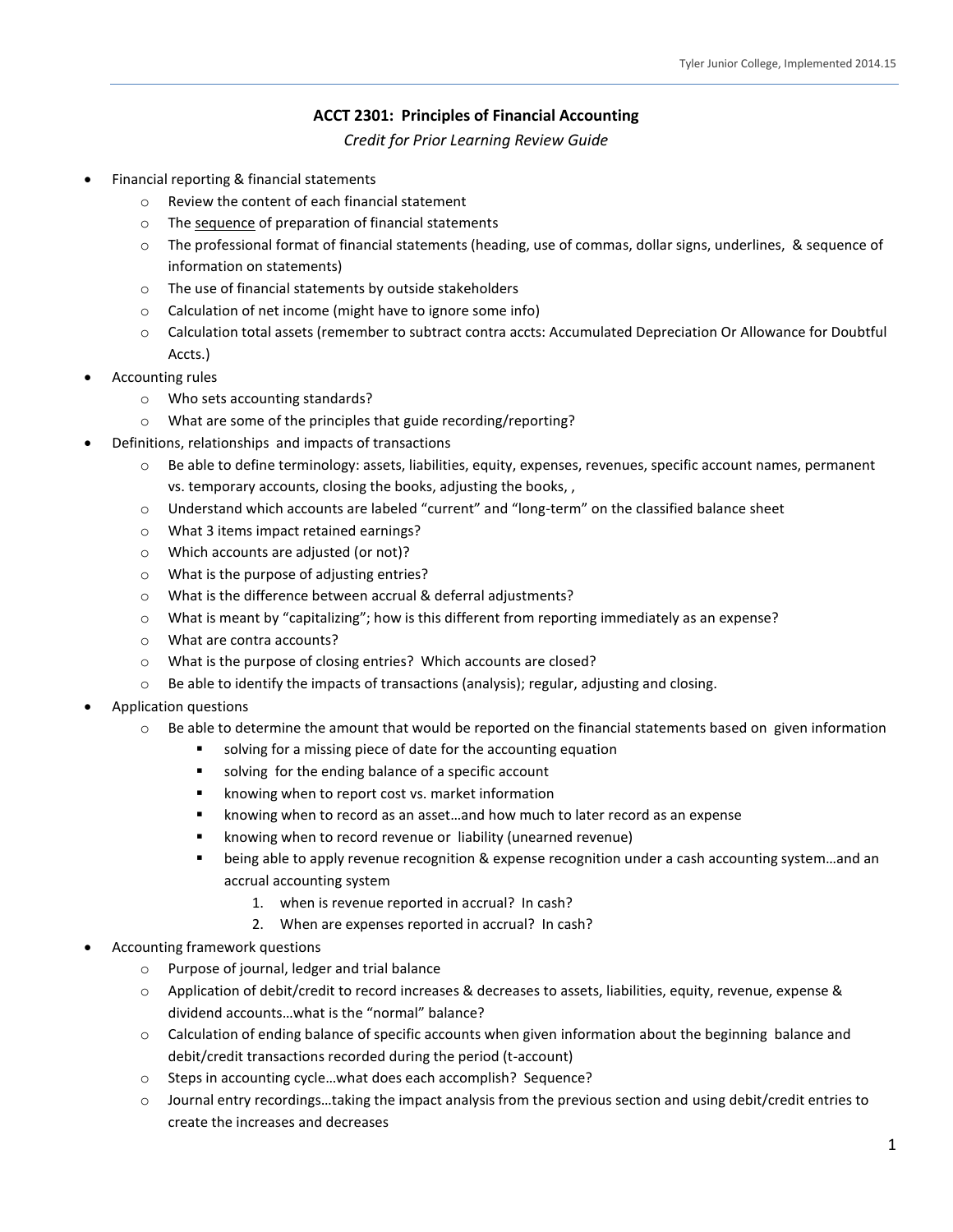## ACCT 2301: Principles of Financial Accounting

*Credit for Prior Learning Review Guide*

- Financial reporting & financial statements
  - Review the content of each financial statement
  - The <u>sequence</u> of preparation of financial statements
  - The professional format of financial statements (heading, use of commas, dollar signs, underlines, & sequence of information on statements)
  - The use of financial statements by outside stakeholders
  - Calculation of net income (might have to ignore some info)
  - Calculation total assets (remember to subtract contra accts: Accumulated Depreciation Or Allowance for Doubtful Accts.)
- Accounting rules
  - Who sets accounting standards?
  - What are some of the principles that guide recording/reporting?
- Definitions, relationships and impacts of transactions
  - Be able to define terminology: assets, liabilities, equity, expenses, revenues, specific account names, permanent vs. temporary accounts, closing the books, adjusting the books, ,
  - Understand which accounts are labeled "current" and "long-term" on the classified balance sheet
  - What 3 items impact retained earnings?
  - Which accounts are adjusted (or not)?
  - What is the purpose of adjusting entries?
  - What is the difference between accrual & deferral adjustments?
  - What is meant by "capitalizing"; how is this different from reporting immediately as an expense?
  - What are contra accounts?
  - What is the purpose of closing entries? Which accounts are closed?
  - Be able to identify the impacts of transactions (analysis); regular, adjusting and closing.
- Application questions
  - Be able to determine the amount that would be reported on the financial statements based on given information
    - solving for a missing piece of date for the accounting equation
    - solving for the ending balance of a specific account
    - knowing when to report cost vs. market information
    - knowing when to record as an asset…and how much to later record as an expense
    - knowing when to record revenue or liability (unearned revenue)
    - being able to apply revenue recognition & expense recognition under a cash accounting system…and an accrual accounting system
      1. when is revenue reported in accrual? In cash?
      2. When are expenses reported in accrual? In cash?
- Accounting framework questions
  - Purpose of journal, ledger and trial balance
  - Application of debit/credit to record increases & decreases to assets, liabilities, equity, revenue, expense & dividend accounts…what is the "normal" balance?
  - Calculation of ending balance of specific accounts when given information about the beginning balance and debit/credit transactions recorded during the period (t-account)
  - Steps in accounting cycle…what does each accomplish? Sequence?
  - Journal entry recordings…taking the impact analysis from the previous section and using debit/credit entries to create the increases and decreases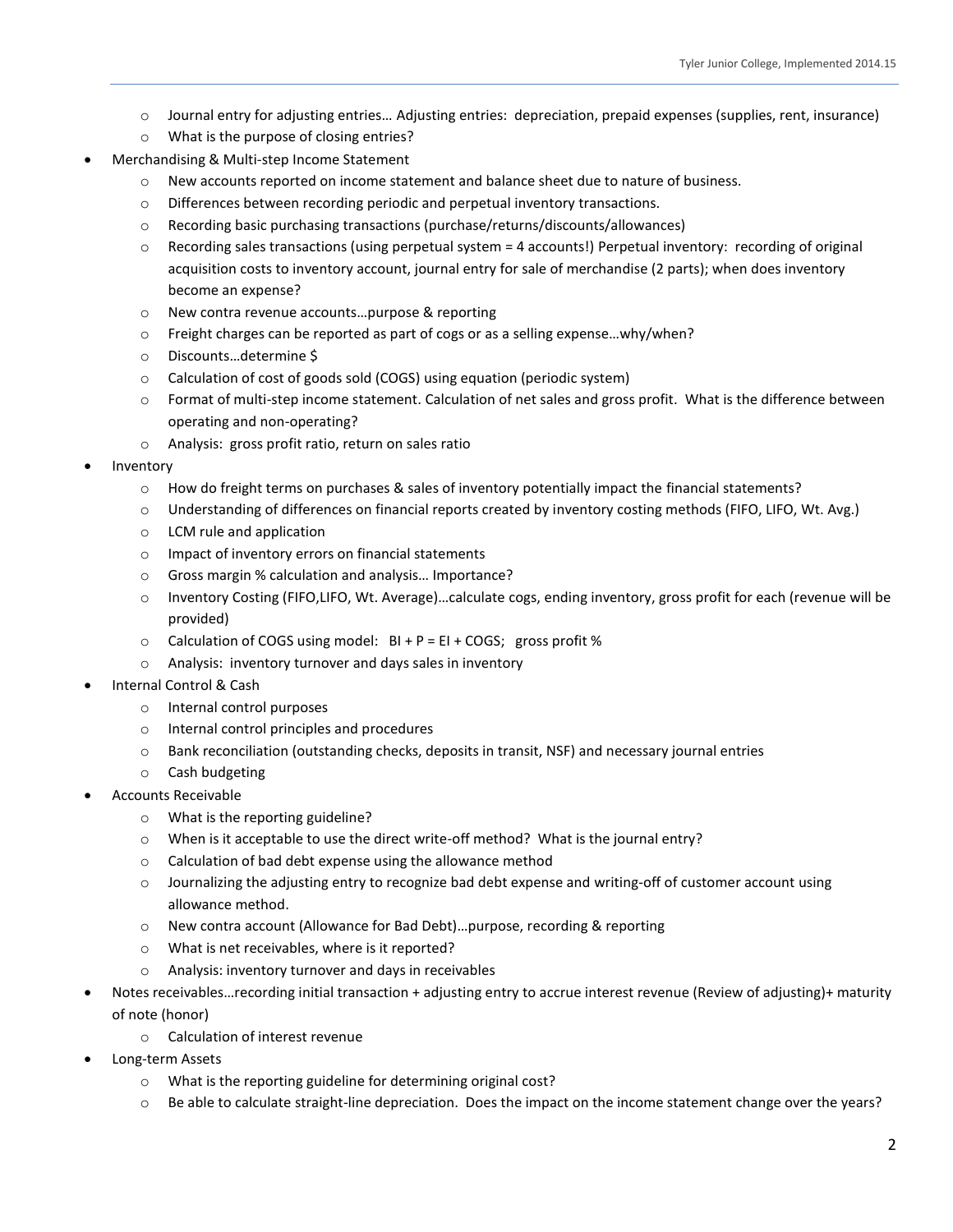- Journal entry for adjusting entries… Adjusting entries: depreciation, prepaid expenses (supplies, rent, insurance)
    - What is the purpose of closing entries?
- Merchandising & Multi-step Income Statement
    - New accounts reported on income statement and balance sheet due to nature of business.
    - Differences between recording periodic and perpetual inventory transactions.
    - Recording basic purchasing transactions (purchase/returns/discounts/allowances)
    - Recording sales transactions (using perpetual system = 4 accounts!) Perpetual inventory: recording of original acquisition costs to inventory account, journal entry for sale of merchandise (2 parts); when does inventory become an expense?
    - New contra revenue accounts…purpose & reporting
    - Freight charges can be reported as part of cogs or as a selling expense…why/when?
    - Discounts…determine $
    - Calculation of cost of goods sold (COGS) using equation (periodic system)
    - Format of multi-step income statement. Calculation of net sales and gross profit. What is the difference between operating and non-operating?
    - Analysis: gross profit ratio, return on sales ratio
- Inventory
    - How do freight terms on purchases & sales of inventory potentially impact the financial statements?
    - Understanding of differences on financial reports created by inventory costing methods (FIFO, LIFO, Wt. Avg.)
    - LCM rule and application
    - Impact of inventory errors on financial statements
    - Gross margin % calculation and analysis… Importance?
    - Inventory Costing (FIFO,LIFO, Wt. Average)…calculate cogs, ending inventory, gross profit for each (revenue will be provided)
    - Calculation of COGS using model: BI + P = EI + COGS; gross profit %
    - Analysis: inventory turnover and days sales in inventory
- Internal Control & Cash
    - Internal control purposes
    - Internal control principles and procedures
    - Bank reconciliation (outstanding checks, deposits in transit, NSF) and necessary journal entries
    - Cash budgeting
- Accounts Receivable
    - What is the reporting guideline?
    - When is it acceptable to use the direct write-off method? What is the journal entry?
    - Calculation of bad debt expense using the allowance method
    - Journalizing the adjusting entry to recognize bad debt expense and writing-off of customer account using allowance method.
    - New contra account (Allowance for Bad Debt)…purpose, recording & reporting
    - What is net receivables, where is it reported?
    - Analysis: inventory turnover and days in receivables
- Notes receivables…recording initial transaction + adjusting entry to accrue interest revenue (Review of adjusting)+ maturity of note (honor)
    - Calculation of interest revenue
- Long-term Assets
    - What is the reporting guideline for determining original cost?
    - Be able to calculate straight-line depreciation. Does the impact on the income statement change over the years?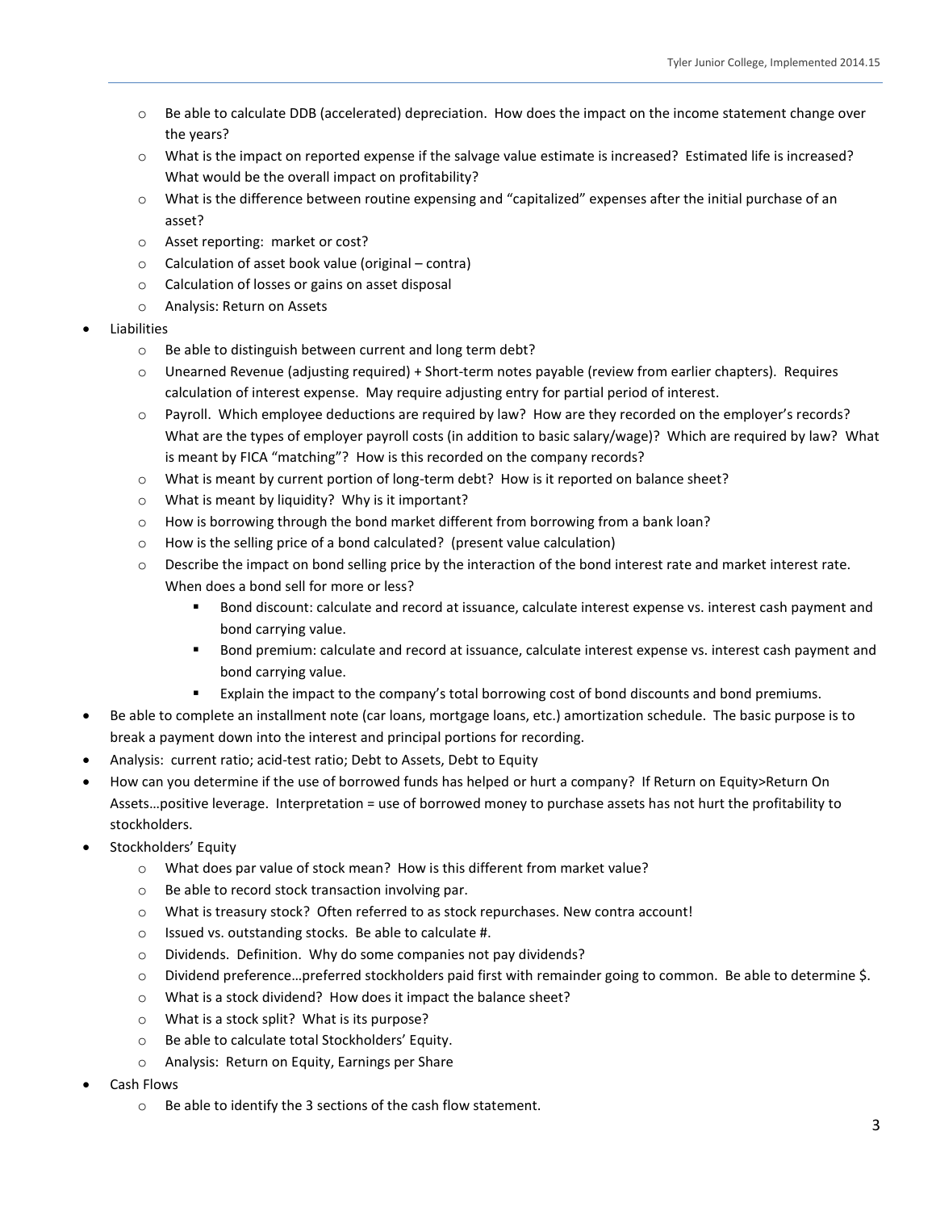- Be able to calculate DDB (accelerated) depreciation. How does the impact on the income statement change over the years?
  - What is the impact on reported expense if the salvage value estimate is increased? Estimated life is increased? What would be the overall impact on profitability?
  - What is the difference between routine expensing and "capitalized" expenses after the initial purchase of an asset?
  - Asset reporting: market or cost?
  - Calculation of asset book value (original – contra)
  - Calculation of losses or gains on asset disposal
  - Analysis: Return on Assets
- Liabilities
  - Be able to distinguish between current and long term debt?
  - Unearned Revenue (adjusting required) + Short-term notes payable (review from earlier chapters). Requires calculation of interest expense. May require adjusting entry for partial period of interest.
  - Payroll. Which employee deductions are required by law? How are they recorded on the employer's records? What are the types of employer payroll costs (in addition to basic salary/wage)? Which are required by law? What is meant by FICA "matching"? How is this recorded on the company records?
  - What is meant by current portion of long-term debt? How is it reported on balance sheet?
  - What is meant by liquidity? Why is it important?
  - How is borrowing through the bond market different from borrowing from a bank loan?
  - How is the selling price of a bond calculated? (present value calculation)
  - Describe the impact on bond selling price by the interaction of the bond interest rate and market interest rate. When does a bond sell for more or less?
    - Bond discount: calculate and record at issuance, calculate interest expense vs. interest cash payment and bond carrying value.
    - Bond premium: calculate and record at issuance, calculate interest expense vs. interest cash payment and bond carrying value.
    - Explain the impact to the company's total borrowing cost of bond discounts and bond premiums.
- Be able to complete an installment note (car loans, mortgage loans, etc.) amortization schedule. The basic purpose is to break a payment down into the interest and principal portions for recording.
- Analysis: current ratio; acid-test ratio; Debt to Assets, Debt to Equity
- How can you determine if the use of borrowed funds has helped or hurt a company? If Return on Equity>Return On Assets…positive leverage. Interpretation = use of borrowed money to purchase assets has not hurt the profitability to stockholders.
- Stockholders' Equity
  - What does par value of stock mean? How is this different from market value?
  - Be able to record stock transaction involving par.
  - What is treasury stock? Often referred to as stock repurchases. New contra account!
  - Issued vs. outstanding stocks. Be able to calculate #.
  - Dividends. Definition. Why do some companies not pay dividends?
  - Dividend preference…preferred stockholders paid first with remainder going to common. Be able to determine $.
  - What is a stock dividend? How does it impact the balance sheet?
  - What is a stock split? What is its purpose?
  - Be able to calculate total Stockholders' Equity.
  - Analysis: Return on Equity, Earnings per Share
- Cash Flows
  - Be able to identify the 3 sections of the cash flow statement.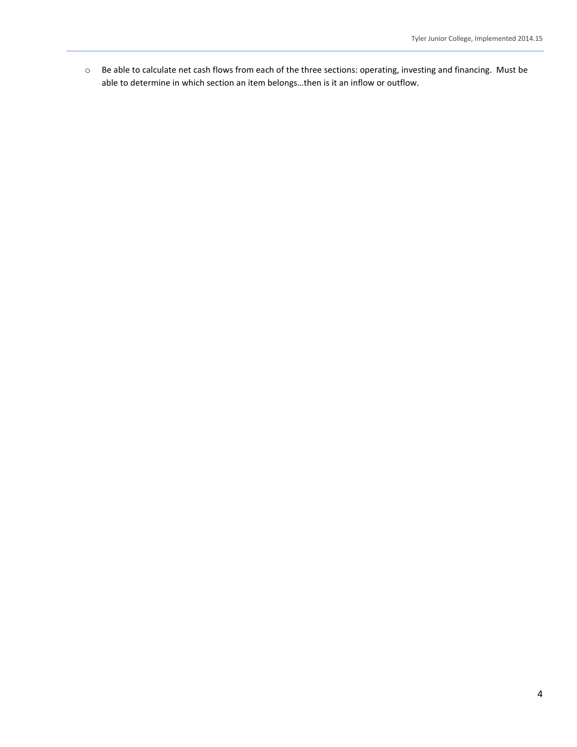- Be able to calculate net cash flows from each of the three sections: operating, investing and financing. Must be able to determine in which section an item belongs…then is it an inflow or outflow.